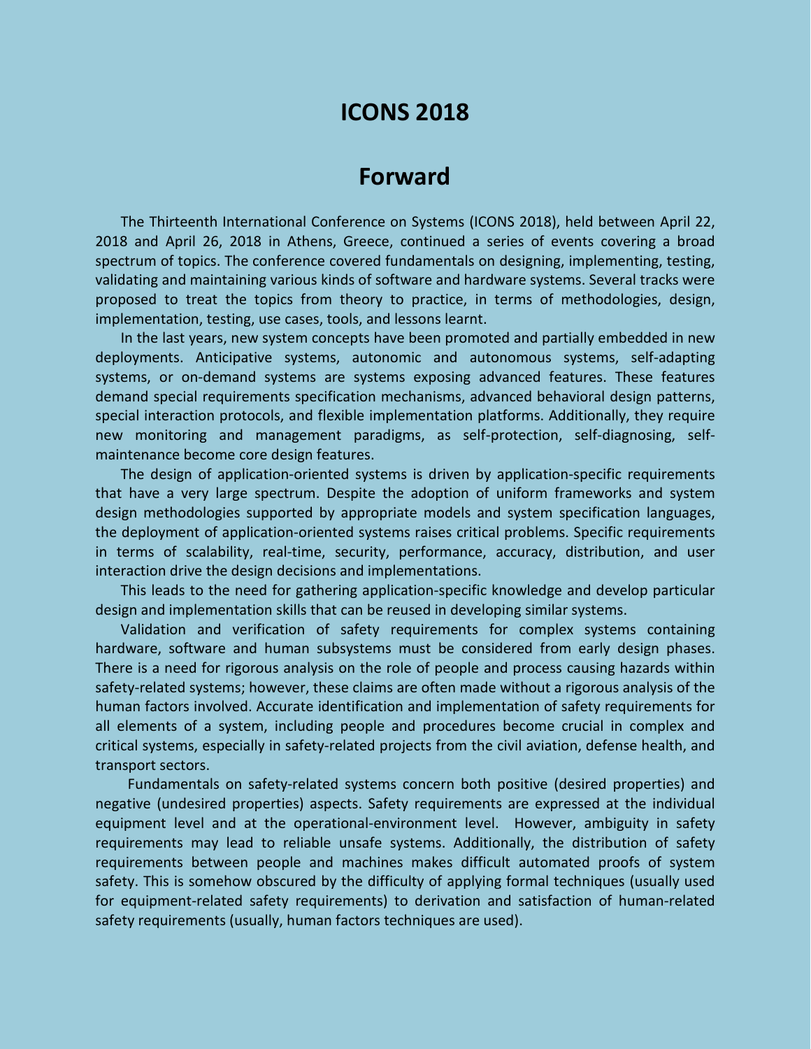# ICONS 2018

## Forward

The Thirteenth International Conference on Systems (ICONS 2018), held between April 22, 2018 and April 26, 2018 in Athens, Greece, continued a series of events covering a broad spectrum of topics. The conference covered fundamentals on designing, implementing, testing, validating and maintaining various kinds of software and hardware systems. Several tracks were proposed to treat the topics from theory to practice, in terms of methodologies, design, implementation, testing, use cases, tools, and lessons learnt.

In the last years, new system concepts have been promoted and partially embedded in new deployments. Anticipative systems, autonomic and autonomous systems, self-adapting systems, or on-demand systems are systems exposing advanced features. These features demand special requirements specification mechanisms, advanced behavioral design patterns, special interaction protocols, and flexible implementation platforms. Additionally, they require new monitoring and management paradigms, as self-protection, self-diagnosing, self-maintenance become core design features.

The design of application-oriented systems is driven by application-specific requirements that have a very large spectrum. Despite the adoption of uniform frameworks and system design methodologies supported by appropriate models and system specification languages, the deployment of application-oriented systems raises critical problems. Specific requirements in terms of scalability, real-time, security, performance, accuracy, distribution, and user interaction drive the design decisions and implementations.

This leads to the need for gathering application-specific knowledge and develop particular design and implementation skills that can be reused in developing similar systems.

Validation and verification of safety requirements for complex systems containing hardware, software and human subsystems must be considered from early design phases. There is a need for rigorous analysis on the role of people and process causing hazards within safety-related systems; however, these claims are often made without a rigorous analysis of the human factors involved. Accurate identification and implementation of safety requirements for all elements of a system, including people and procedures become crucial in complex and critical systems, especially in safety-related projects from the civil aviation, defense health, and transport sectors.

Fundamentals on safety-related systems concern both positive (desired properties) and negative (undesired properties) aspects. Safety requirements are expressed at the individual equipment level and at the operational-environment level. However, ambiguity in safety requirements may lead to reliable unsafe systems. Additionally, the distribution of safety requirements between people and machines makes difficult automated proofs of system safety. This is somehow obscured by the difficulty of applying formal techniques (usually used for equipment-related safety requirements) to derivation and satisfaction of human-related safety requirements (usually, human factors techniques are used).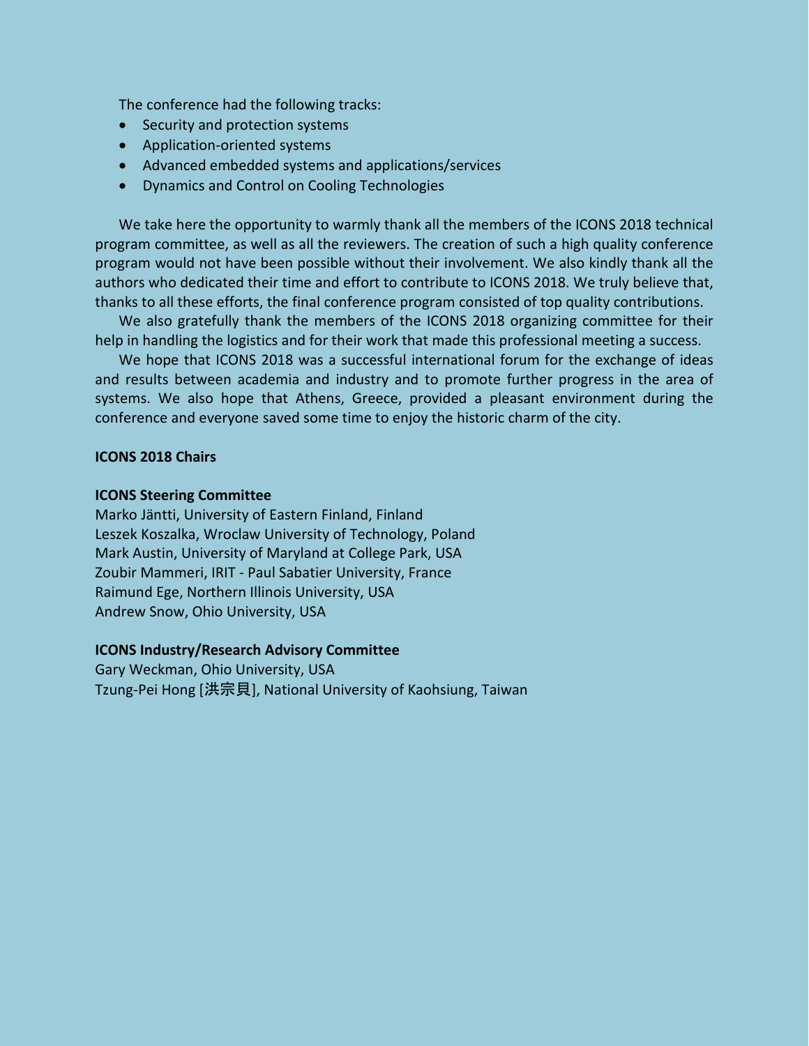The conference had the following tracks:

- Security and protection systems
- Application-oriented systems
- Advanced embedded systems and applications/services
- Dynamics and Control on Cooling Technologies

We take here the opportunity to warmly thank all the members of the ICONS 2018 technical program committee, as well as all the reviewers. The creation of such a high quality conference program would not have been possible without their involvement. We also kindly thank all the authors who dedicated their time and effort to contribute to ICONS 2018. We truly believe that, thanks to all these efforts, the final conference program consisted of top quality contributions.

We also gratefully thank the members of the ICONS 2018 organizing committee for their help in handling the logistics and for their work that made this professional meeting a success.

We hope that ICONS 2018 was a successful international forum for the exchange of ideas and results between academia and industry and to promote further progress in the area of systems. We also hope that Athens, Greece, provided a pleasant environment during the conference and everyone saved some time to enjoy the historic charm of the city.

**ICONS 2018 Chairs**

**ICONS Steering Committee**

Marko Jäntti, University of Eastern Finland, Finland
Leszek Koszalka, Wroclaw University of Technology, Poland
Mark Austin, University of Maryland at College Park, USA
Zoubir Mammeri, IRIT - Paul Sabatier University, France
Raimund Ege, Northern Illinois University, USA
Andrew Snow, Ohio University, USA

**ICONS Industry/Research Advisory Committee**

Gary Weckman, Ohio University, USA
Tzung-Pei Hong [洪宗貝], National University of Kaohsiung, Taiwan